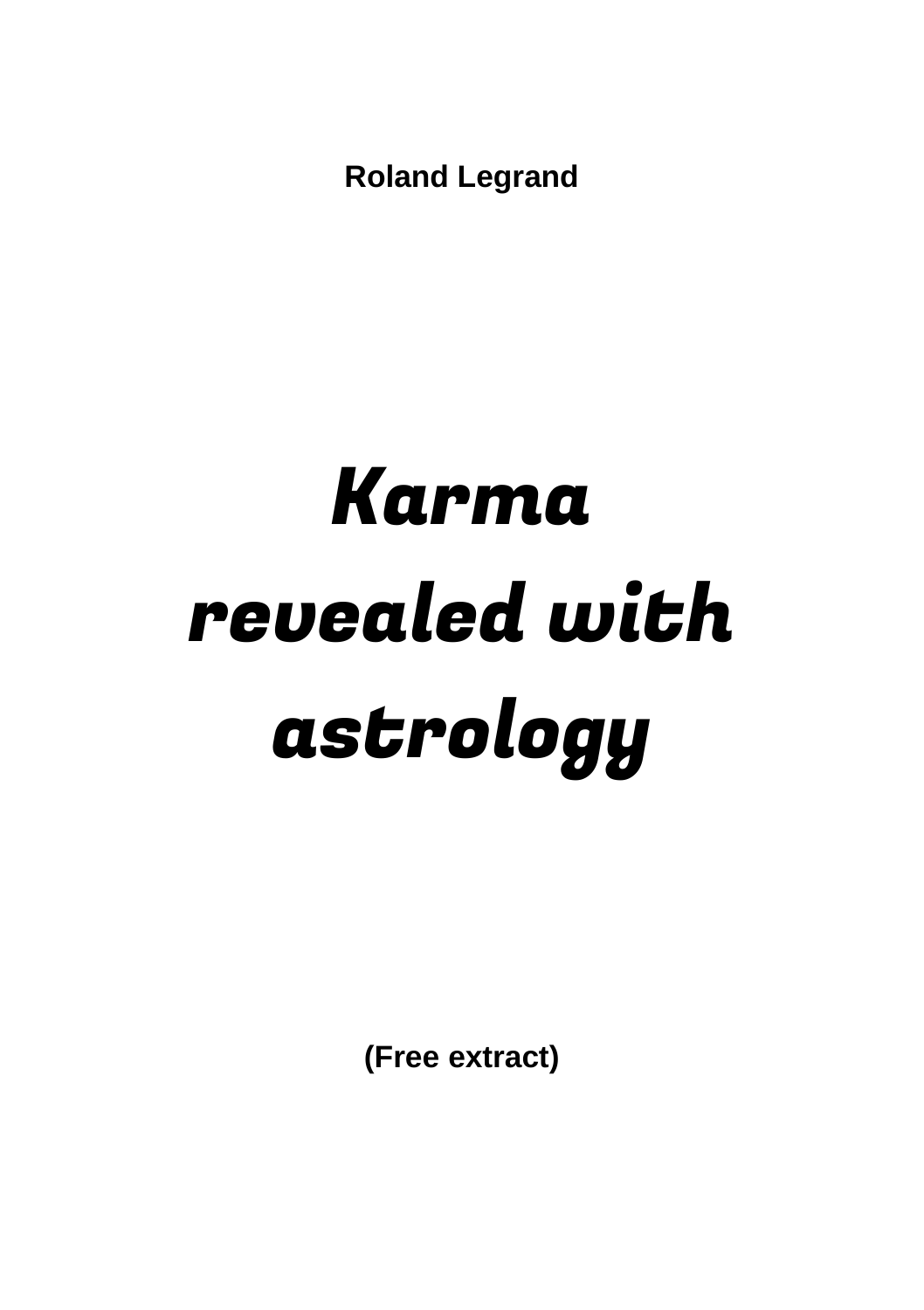**Roland Legrand**

# *Karma revealed with astrology*

**(Free extract)**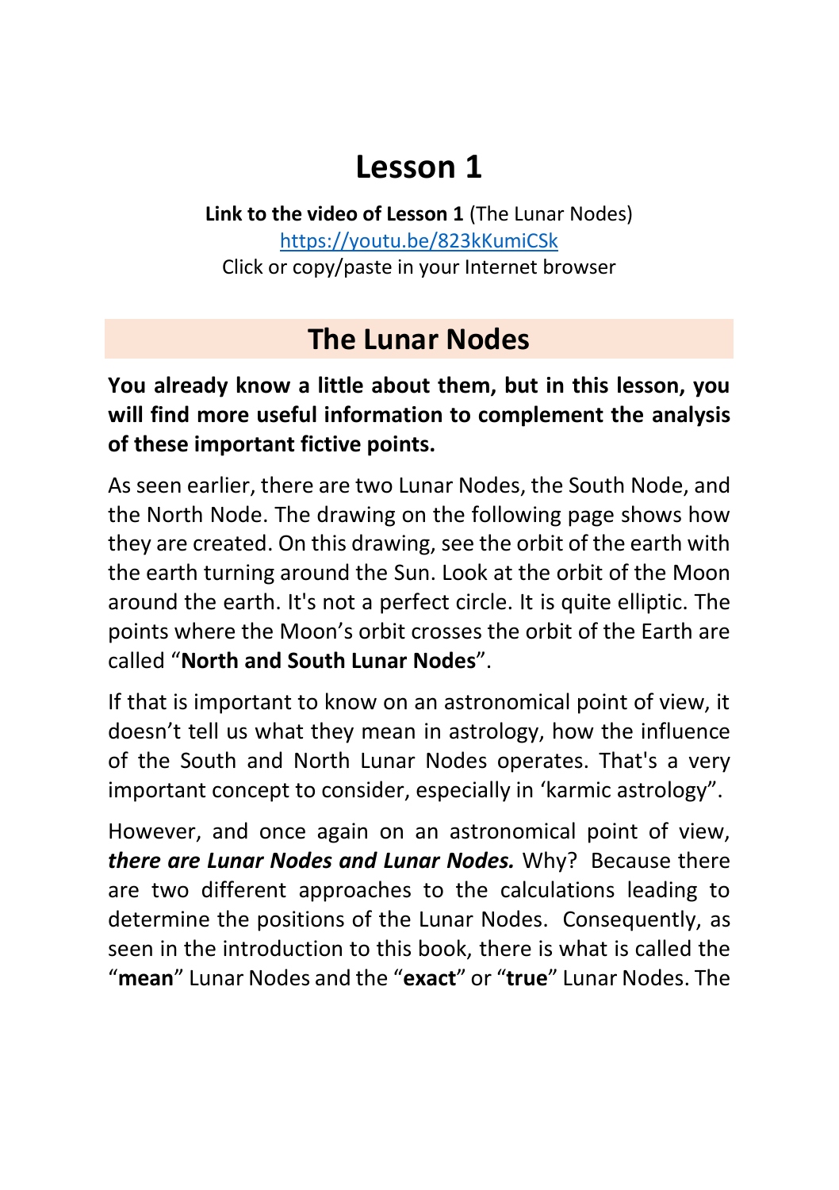# Lesson 1

**Link to the video of Lesson 1** (The Lunar Nodes)
[https://youtu.be/823kKumiCSk](https://youtu.be/823kKumiCSk)
Click or copy/paste in your Internet browser

## The Lunar Nodes

**You already know a little about them, but in this lesson, you will find more useful information to complement the analysis of these important fictive points.**

As seen earlier, there are two Lunar Nodes, the South Node, and the North Node. The drawing on the following page shows how they are created. On this drawing, see the orbit of the earth with the earth turning around the Sun. Look at the orbit of the Moon around the earth. It's not a perfect circle. It is quite elliptic. The points where the Moon's orbit crosses the orbit of the Earth are called "**North and South Lunar Nodes**".

If that is important to know on an astronomical point of view, it doesn't tell us what they mean in astrology, how the influence of the South and North Lunar Nodes operates. That's a very important concept to consider, especially in 'karmic astrology".

However, and once again on an astronomical point of view, ***there are Lunar Nodes and Lunar Nodes.*** Why? Because there are two different approaches to the calculations leading to determine the positions of the Lunar Nodes. Consequently, as seen in the introduction to this book, there is what is called the "**mean**" Lunar Nodes and the "**exact**" or "**true**" Lunar Nodes. The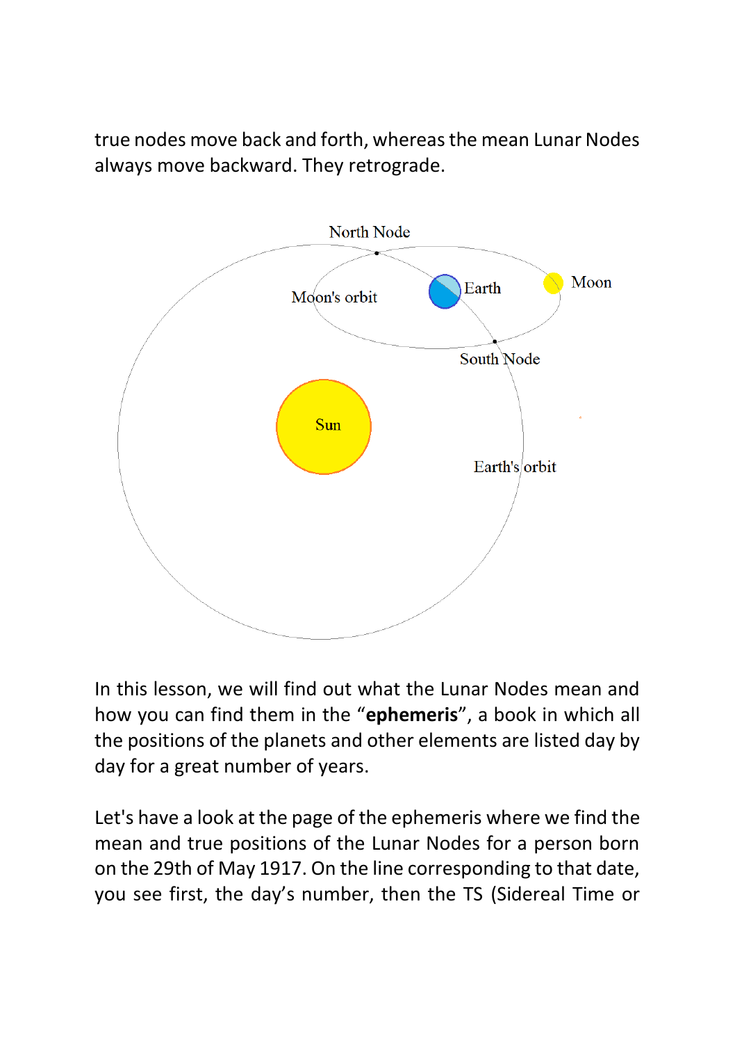true nodes move back and forth, whereas the mean Lunar Nodes always move backward. They retrograde.

In this lesson, we will find out what the Lunar Nodes mean and how you can find them in the "**ephemeris**", a book in which all the positions of the planets and other elements are listed day by day for a great number of years.

Let's have a look at the page of the ephemeris where we find the mean and true positions of the Lunar Nodes for a person born on the 29th of May 1917. On the line corresponding to that date, you see first, the day's number, then the TS (Sidereal Time or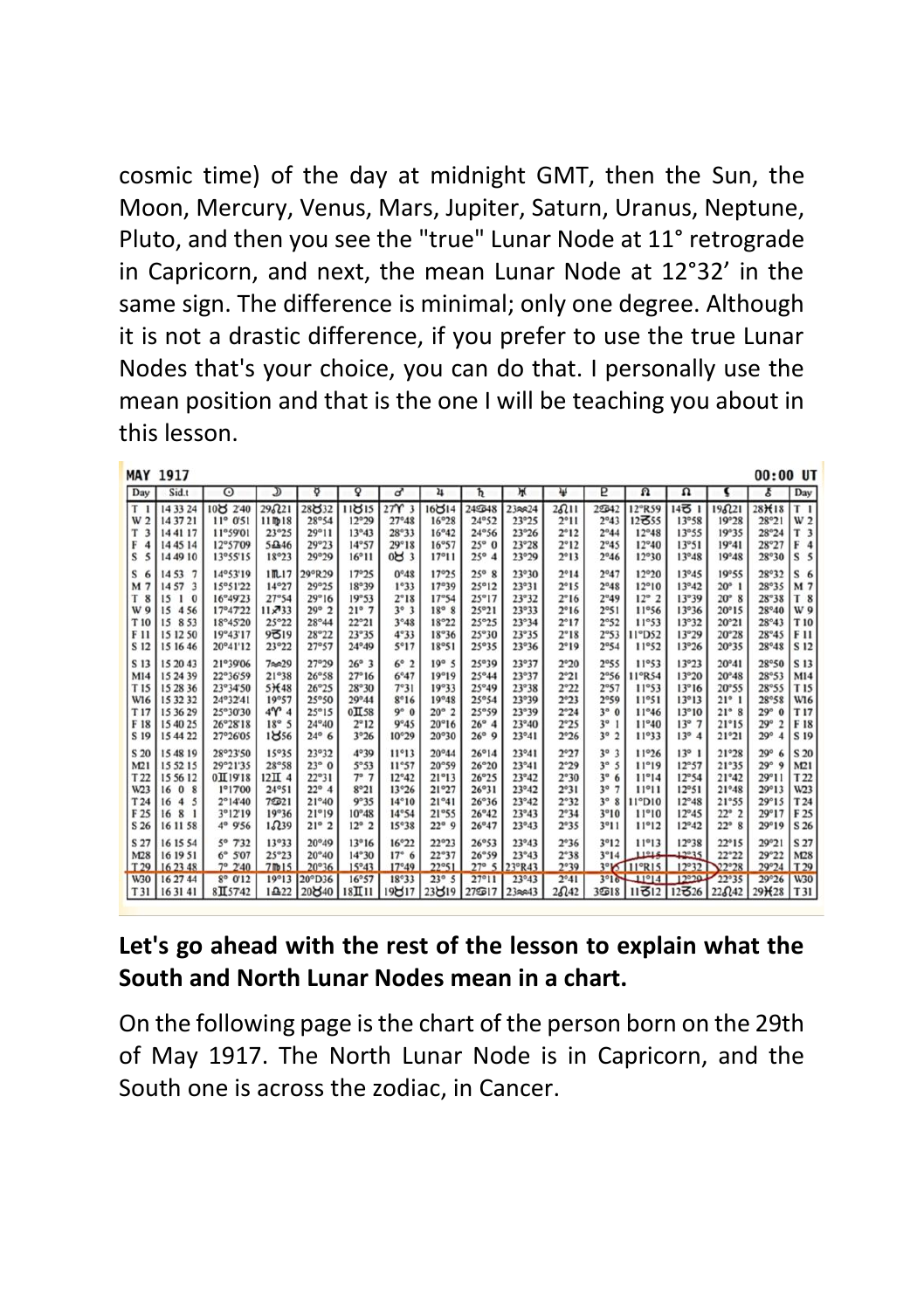cosmic time) of the day at midnight GMT, then the Sun, the Moon, Mercury, Venus, Mars, Jupiter, Saturn, Uranus, Neptune, Pluto, and then you see the "true" Lunar Node at 11° retrograde in Capricorn, and next, the mean Lunar Node at 12°32’ in the same sign. The difference is minimal; only one degree. Although it is not a drastic difference, if you prefer to use the true Lunar Nodes that's your choice, you can do that. I personally use the mean position and that is the one I will be teaching you about in this lesson.

**MAY 1917** — 00:00 UT

| Day | Sid.t | ☉ | ☽ | ☿ | ♀ | ♂ | ♃ | ♄ | ♅ | ♆ | ♇ | ☊ | ☊ | ⚸ | ⚷ | Day |
|---|---|---|---|---|---|---|---|---|---|---|---|---|---|---|---|---|
| T 1 | 14 33 24 | 10♉ 2'40 | 29♌21 | 28♉32 | 11♉15 | 27♈ 3 | 16♉14 | 24♋48 | 23♒24 | 2♌11 | 2♋42 | 12°R59 | 14♑ 1 | 19♌21 | 28♓18 | T 1 |
| W 2 | 14 37 21 | 11° 0'51 | 11♍18 | 28°54 | 12°29 | 27°48 | 16°28 | 24°52 | 23°25 | 2°11 | 2°43 | 12♑55 | 13°58 | 19°28 | 28°21 | W 2 |
| T 3 | 14 41 17 | 11°59'01 | 23°25 | 29°11 | 13°43 | 28°33 | 16°42 | 24°56 | 23°26 | 2°12 | 2°44 | 12°48 | 13°55 | 19°35 | 28°24 | T 3 |
| F 4 | 14 45 14 | 12°57'09 | 5♎46 | 29°23 | 14°57 | 29°18 | 16°57 | 25° 0 | 23°28 | 2°12 | 2°45 | 12°40 | 13°51 | 19°41 | 28°27 | F 4 |
| S 5 | 14 49 10 | 13°55'15 | 18°23 | 29°29 | 16°11 | 0♉ 3 | 17°11 | 25° 4 | 23°29 | 2°13 | 2°46 | 12°30 | 13°48 | 19°48 | 28°30 | S 5 |
| S 6 | 14 53 7 | 14°53'19 | 1♏17 | 29°R29 | 17°25 | 0°48 | 17°25 | 25° 8 | 23°30 | 2°14 | 2°47 | 12°20 | 13°45 | 19°55 | 28°32 | S 6 |
| M 7 | 14 57 3 | 15°51'22 | 14°27 | 29°25 | 18°39 | 1°33 | 17°39 | 25°12 | 23°31 | 2°15 | 2°48 | 12°10 | 13°42 | 20° 1 | 28°35 | M 7 |
| T 8 | 15 1 0 | 16°49'23 | 27°54 | 29°16 | 19°53 | 2°18 | 17°54 | 25°17 | 23°32 | 2°16 | 2°49 | 12° 2 | 13°39 | 20° 8 | 28°38 | T 8 |
| W 9 | 15 4 56 | 17°47'22 | 11♐33 | 29° 2 | 21° 7 | 3° 3 | 18° 8 | 25°21 | 23°33 | 2°16 | 2°51 | 11°56 | 13°36 | 20°15 | 28°40 | W 9 |
| T 10 | 15 8 53 | 18°45'20 | 25°22 | 28°44 | 22°21 | 3°48 | 18°22 | 25°25 | 23°34 | 2°17 | 2°52 | 11°53 | 13°32 | 20°21 | 28°43 | T 10 |
| F 11 | 15 12 50 | 19°43'17 | 9♑19 | 28°22 | 23°35 | 4°33 | 18°36 | 25°30 | 23°35 | 2°18 | 2°53 | 11°D52 | 13°29 | 20°28 | 28°45 | F 11 |
| S 12 | 15 16 46 | 20°41'12 | 23°22 | 27°57 | 24°49 | 5°17 | 18°51 | 25°35 | 23°36 | 2°19 | 2°54 | 11°52 | 13°26 | 20°35 | 28°48 | S 12 |
| S 13 | 15 20 43 | 21°39'06 | 7♒29 | 27°29 | 26° 3 | 6° 2 | 19° 5 | 25°39 | 23°37 | 2°20 | 2°55 | 11°53 | 13°23 | 20°41 | 28°50 | S 13 |
| M14 | 15 24 39 | 22°36'59 | 21°38 | 26°58 | 27°16 | 6°47 | 19°19 | 25°44 | 23°37 | 2°21 | 2°56 | 11°R54 | 13°20 | 20°48 | 28°53 | M14 |
| T15 | 15 28 36 | 23°34'50 | 5♓48 | 26°25 | 28°30 | 7°31 | 19°33 | 25°49 | 23°38 | 2°22 | 2°57 | 11°53 | 13°16 | 20°55 | 28°55 | T15 |
| W16 | 15 32 32 | 24°32'41 | 19°57 | 25°50 | 29°44 | 8°16 | 19°48 | 25°54 | 23°39 | 2°23 | 2°59 | 11°51 | 13°13 | 21° 1 | 28°58 | W16 |
| T17 | 15 36 29 | 25°30'30 | 4♈ 4 | 25°15 | 0♊58 | 9° 0 | 20° 2 | 25°59 | 23°39 | 2°24 | 3° 0 | 11°46 | 13°10 | 21° 8 | 29° 0 | T17 |
| F 18 | 15 40 25 | 26°28'18 | 18° 5 | 24°40 | 2°12 | 9°45 | 20°16 | 26° 4 | 23°40 | 2°25 | 3° 1 | 11°40 | 13° 7 | 21°15 | 29° 2 | F 18 |
| S 19 | 15 44 22 | 27°26'05 | 1♉56 | 24° 6 | 3°26 | 10°29 | 20°30 | 26° 9 | 23°41 | 2°26 | 3° 2 | 11°33 | 13° 4 | 21°21 | 29° 4 | S 19 |
| S 20 | 15 48 19 | 28°23'50 | 15°35 | 23°32 | 4°39 | 11°13 | 20°44 | 26°14 | 23°41 | 2°27 | 3° 3 | 11°26 | 13° 1 | 21°28 | 29° 6 | S 20 |
| M21 | 15 52 15 | 29°21'35 | 28°58 | 23° 0 | 5°53 | 11°57 | 20°59 | 26°20 | 23°41 | 2°29 | 3° 5 | 11°19 | 12°57 | 21°35 | 29° 9 | M21 |
| T22 | 15 56 12 | 0♊19'18 | 12♊ 4 | 22°31 | 7° 7 | 12°42 | 21°13 | 26°25 | 23°42 | 2°30 | 3° 6 | 11°14 | 12°54 | 21°42 | 29°11 | T22 |
| W23 | 16 0 8 | 1°17'00 | 24°51 | 22° 4 | 8°21 | 13°26 | 21°27 | 26°31 | 23°42 | 2°31 | 3° 7 | 11°11 | 12°51 | 21°48 | 29°13 | W23 |
| T24 | 16 4 5 | 2°14'40 | 7♋21 | 21°40 | 9°35 | 14°10 | 21°41 | 26°36 | 23°42 | 2°32 | 3° 8 | 11°D10 | 12°48 | 21°55 | 29°15 | T24 |
| F 25 | 16 8 1 | 3°12'19 | 19°36 | 21°19 | 10°48 | 14°54 | 21°55 | 26°42 | 23°43 | 2°34 | 3°10 | 11°10 | 12°45 | 22° 2 | 29°17 | F 25 |
| S 26 | 16 11 58 | 4° 9'56 | 1♌39 | 21° 2 | 12° 2 | 15°38 | 22° 9 | 26°47 | 23°43 | 2°35 | 3°11 | 11°12 | 12°42 | 22° 8 | 29°19 | S 26 |
| S 27 | 16 15 54 | 5° 7'32 | 13°33 | 20°49 | 13°16 | 16°22 | 22°23 | 26°53 | 23°43 | 2°36 | 3°12 | 11°13 | 12°38 | 22°15 | 29°21 | S 27 |
| M28 | 16 19 51 | 6° 5'07 | 25°23 | 20°40 | 14°30 | 17° 6 | 22°37 | 26°59 | 23°43 | 2°38 | 3°14 | 11°15 | 12°35 | 22°22 | 29°22 | M28 |
| T 29 | 16 23 48 | 7° 2'40 | 7♍15 | 20°36 | 15°43 | 17°49 | 22°51 | 27° 5 | 23°R43 | 2°39 | 3°16 | 11°R15 | 12°32 | 22°28 | 29°24 | T 29 |
| W30 | 16 27 44 | 8° 0'12 | 19°13 | 20°D36 | 16°57 | 18°33 | 23° 5 | 27°11 | 23°43 | 2°41 | 3°18 | 11°14 | 12°29 | 22°35 | 29°26 | W30 |
| T31 | 16 31 41 | 8♊57'42 | 1♎22 | 20♉40 | 18♊11 | 19♉17 | 23♉19 | 27♋17 | 23♒43 | 2♌42 | 3♋18 | 11♑12 | 12♑26 | 22♌42 | 29♓28 | T31 |

**Let's go ahead with the rest of the lesson to explain what the South and North Lunar Nodes mean in a chart.**

On the following page is the chart of the person born on the 29th of May 1917. The North Lunar Node is in Capricorn, and the South one is across the zodiac, in Cancer.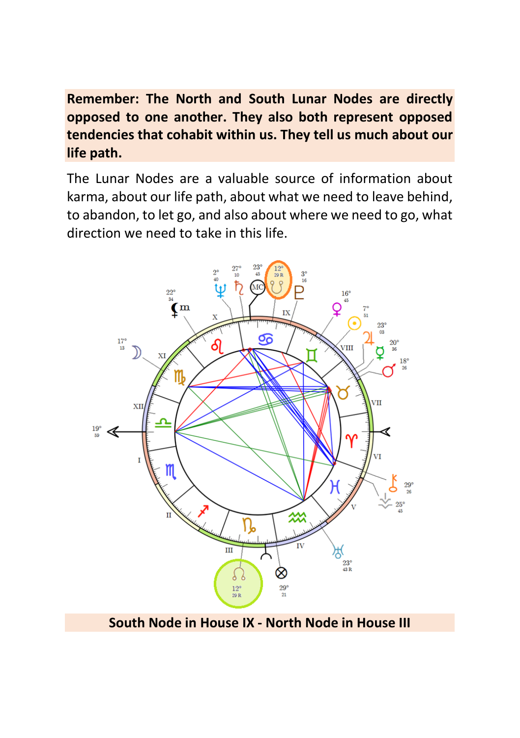**Remember: The North and South Lunar Nodes are directly opposed to one another. They also both represent opposed tendencies that cohabit within us. They tell us much about our life path.**

The Lunar Nodes are a valuable source of information about karma, about our life path, about what we need to leave behind, to abandon, to let go, and also about where we need to go, what direction we need to take in this life.

**South Node in House IX - North Node in House III**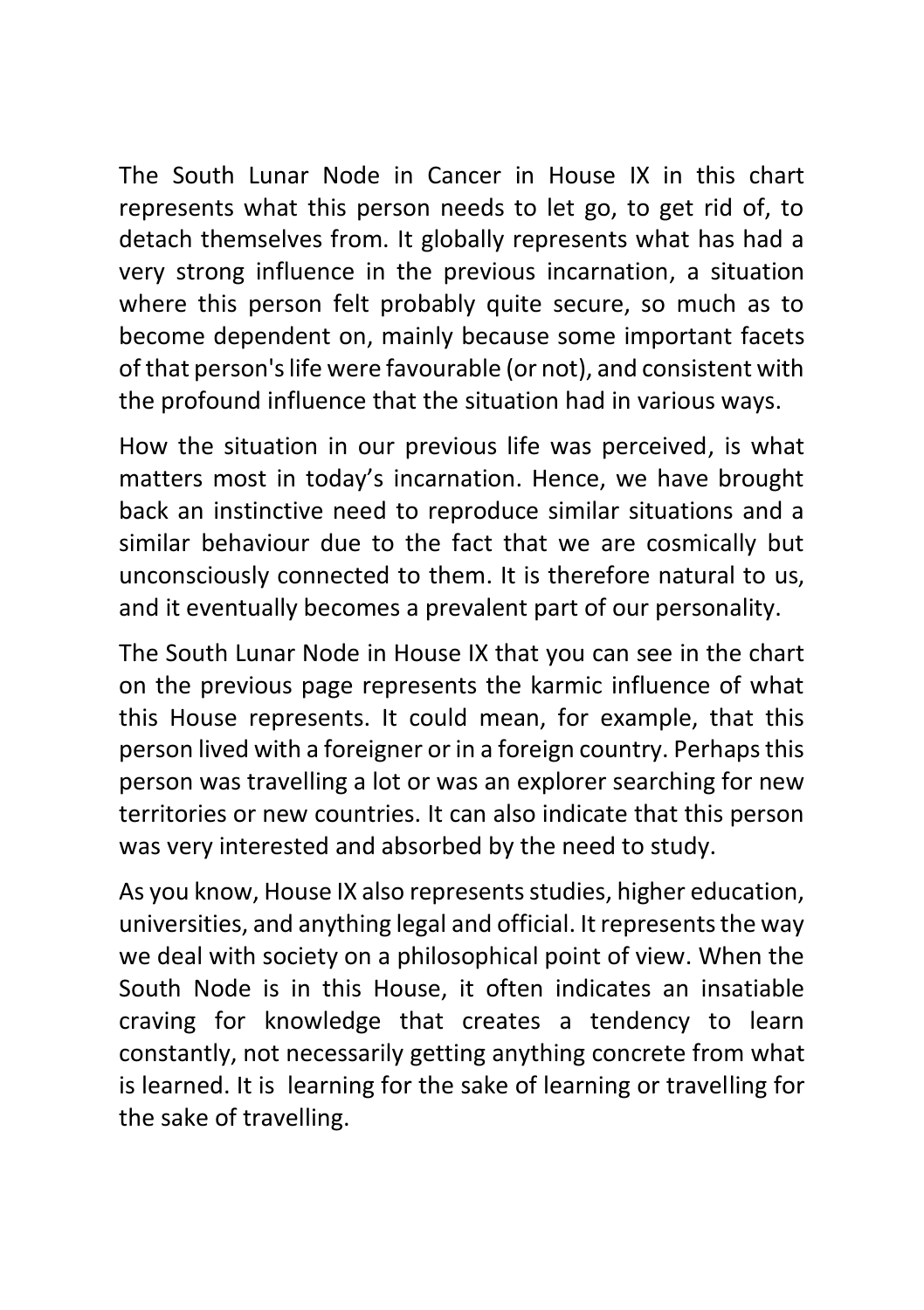The South Lunar Node in Cancer in House IX in this chart represents what this person needs to let go, to get rid of, to detach themselves from. It globally represents what has had a very strong influence in the previous incarnation, a situation where this person felt probably quite secure, so much as to become dependent on, mainly because some important facets of that person's life were favourable (or not), and consistent with the profound influence that the situation had in various ways.

How the situation in our previous life was perceived, is what matters most in today's incarnation. Hence, we have brought back an instinctive need to reproduce similar situations and a similar behaviour due to the fact that we are cosmically but unconsciously connected to them. It is therefore natural to us, and it eventually becomes a prevalent part of our personality.

The South Lunar Node in House IX that you can see in the chart on the previous page represents the karmic influence of what this House represents. It could mean, for example, that this person lived with a foreigner or in a foreign country. Perhaps this person was travelling a lot or was an explorer searching for new territories or new countries. It can also indicate that this person was very interested and absorbed by the need to study.

As you know, House IX also represents studies, higher education, universities, and anything legal and official. It represents the way we deal with society on a philosophical point of view. When the South Node is in this House, it often indicates an insatiable craving for knowledge that creates a tendency to learn constantly, not necessarily getting anything concrete from what is learned. It is learning for the sake of learning or travelling for the sake of travelling.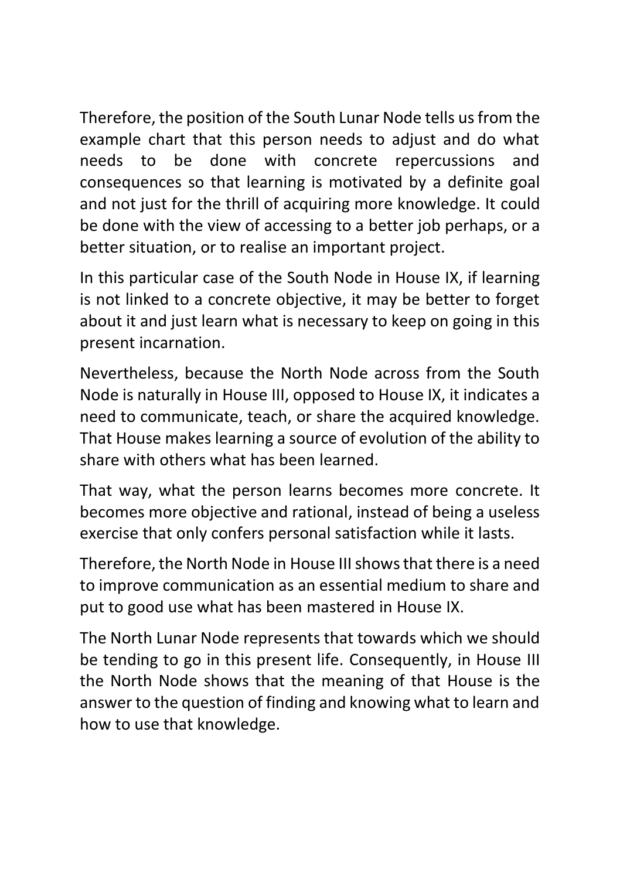Therefore, the position of the South Lunar Node tells us from the example chart that this person needs to adjust and do what needs to be done with concrete repercussions and consequences so that learning is motivated by a definite goal and not just for the thrill of acquiring more knowledge. It could be done with the view of accessing to a better job perhaps, or a better situation, or to realise an important project.

In this particular case of the South Node in House IX, if learning is not linked to a concrete objective, it may be better to forget about it and just learn what is necessary to keep on going in this present incarnation.

Nevertheless, because the North Node across from the South Node is naturally in House III, opposed to House IX, it indicates a need to communicate, teach, or share the acquired knowledge. That House makes learning a source of evolution of the ability to share with others what has been learned.

That way, what the person learns becomes more concrete. It becomes more objective and rational, instead of being a useless exercise that only confers personal satisfaction while it lasts.

Therefore, the North Node in House III shows that there is a need to improve communication as an essential medium to share and put to good use what has been mastered in House IX.

The North Lunar Node represents that towards which we should be tending to go in this present life. Consequently, in House III the North Node shows that the meaning of that House is the answer to the question of finding and knowing what to learn and how to use that knowledge.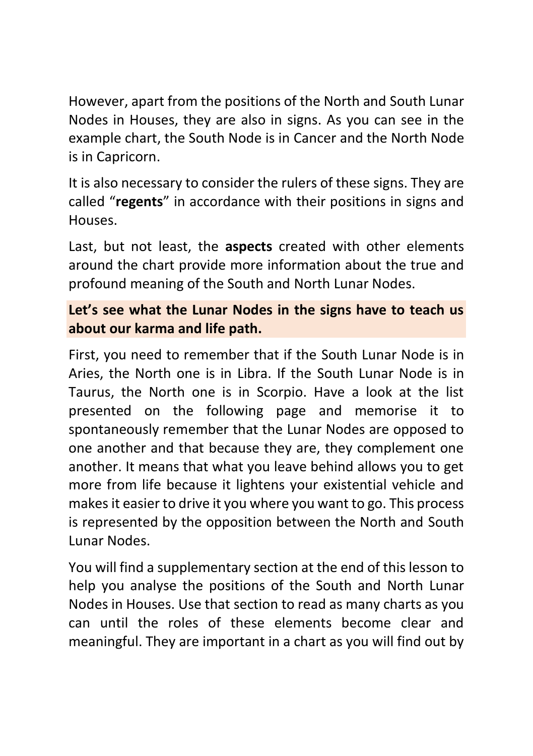However, apart from the positions of the North and South Lunar Nodes in Houses, they are also in signs. As you can see in the example chart, the South Node is in Cancer and the North Node is in Capricorn.

It is also necessary to consider the rulers of these signs. They are called "**regents**" in accordance with their positions in signs and Houses.

Last, but not least, the **aspects** created with other elements around the chart provide more information about the true and profound meaning of the South and North Lunar Nodes.

**Let's see what the Lunar Nodes in the signs have to teach us about our karma and life path.**

First, you need to remember that if the South Lunar Node is in Aries, the North one is in Libra. If the South Lunar Node is in Taurus, the North one is in Scorpio. Have a look at the list presented on the following page and memorise it to spontaneously remember that the Lunar Nodes are opposed to one another and that because they are, they complement one another. It means that what you leave behind allows you to get more from life because it lightens your existential vehicle and makes it easier to drive it you where you want to go. This process is represented by the opposition between the North and South Lunar Nodes.

You will find a supplementary section at the end of this lesson to help you analyse the positions of the South and North Lunar Nodes in Houses. Use that section to read as many charts as you can until the roles of these elements become clear and meaningful. They are important in a chart as you will find out by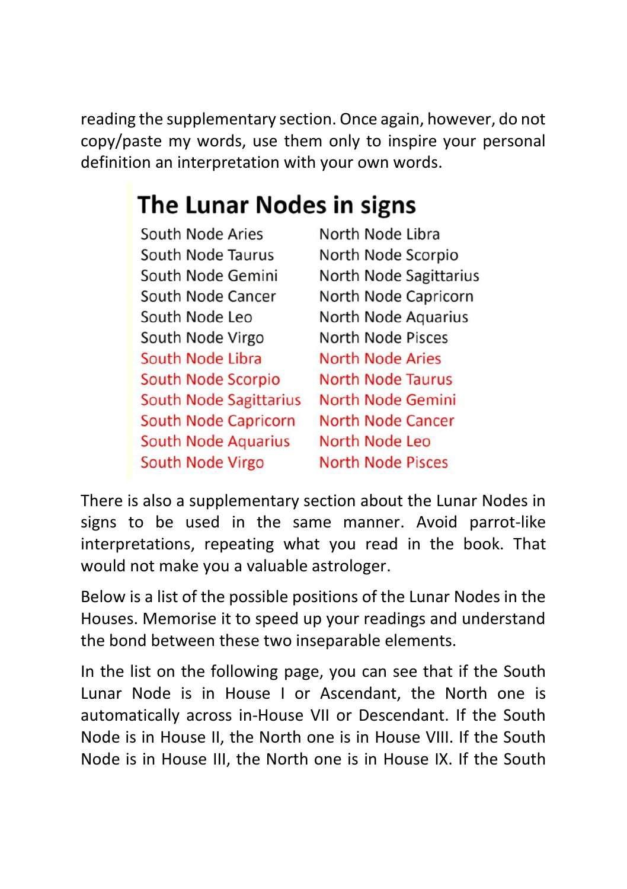reading the supplementary section. Once again, however, do not copy/paste my words, use them only to inspire your personal definition an interpretation with your own words.

## The Lunar Nodes in signs

| | |
|---|---|
| South Node Aries | North Node Libra |
| South Node Taurus | North Node Scorpio |
| South Node Gemini | North Node Sagittarius |
| South Node Cancer | North Node Capricorn |
| South Node Leo | North Node Aquarius |
| South Node Virgo | North Node Pisces |
| South Node Libra | North Node Aries |
| South Node Scorpio | North Node Taurus |
| South Node Sagittarius | North Node Gemini |
| South Node Capricorn | North Node Cancer |
| South Node Aquarius | North Node Leo |
| South Node Virgo | North Node Pisces |

There is also a supplementary section about the Lunar Nodes in signs to be used in the same manner. Avoid parrot-like interpretations, repeating what you read in the book. That would not make you a valuable astrologer.

Below is a list of the possible positions of the Lunar Nodes in the Houses. Memorise it to speed up your readings and understand the bond between these two inseparable elements.

In the list on the following page, you can see that if the South Lunar Node is in House I or Ascendant, the North one is automatically across in-House VII or Descendant. If the South Node is in House II, the North one is in House VIII. If the South Node is in House III, the North one is in House IX. If the South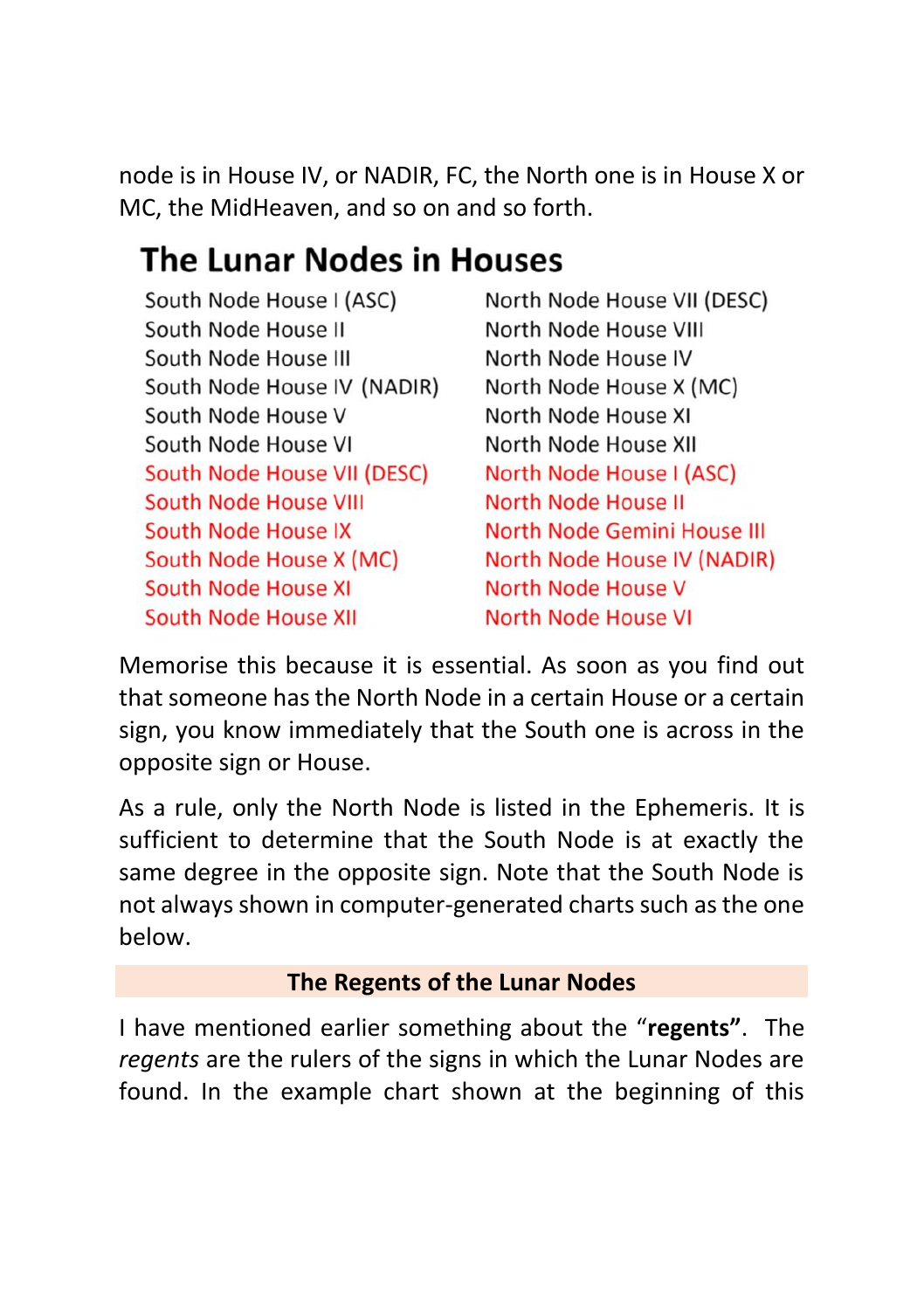node is in House IV, or NADIR, FC, the North one is in House X or MC, the MidHeaven, and so on and so forth.

## The Lunar Nodes in Houses

| | |
|---|---|
| South Node House I (ASC) | North Node House VII (DESC) |
| South Node House II | North Node House VIII |
| South Node House III | North Node House IV |
| South Node House IV (NADIR) | North Node House X (MC) |
| South Node House V | North Node House XI |
| South Node House VI | North Node House XII |
| South Node House VII (DESC) | North Node House I (ASC) |
| South Node House VIII | North Node House II |
| South Node House IX | North Node Gemini House III |
| South Node House X (MC) | North Node House IV (NADIR) |
| South Node House XI | North Node House V |
| South Node House XII | North Node House VI |

Memorise this because it is essential. As soon as you find out that someone has the North Node in a certain House or a certain sign, you know immediately that the South one is across in the opposite sign or House.

As a rule, only the North Node is listed in the Ephemeris. It is sufficient to determine that the South Node is at exactly the same degree in the opposite sign. Note that the South Node is not always shown in computer-generated charts such as the one below.

### The Regents of the Lunar Nodes

I have mentioned earlier something about the "**regents**". The *regents* are the rulers of the signs in which the Lunar Nodes are found. In the example chart shown at the beginning of this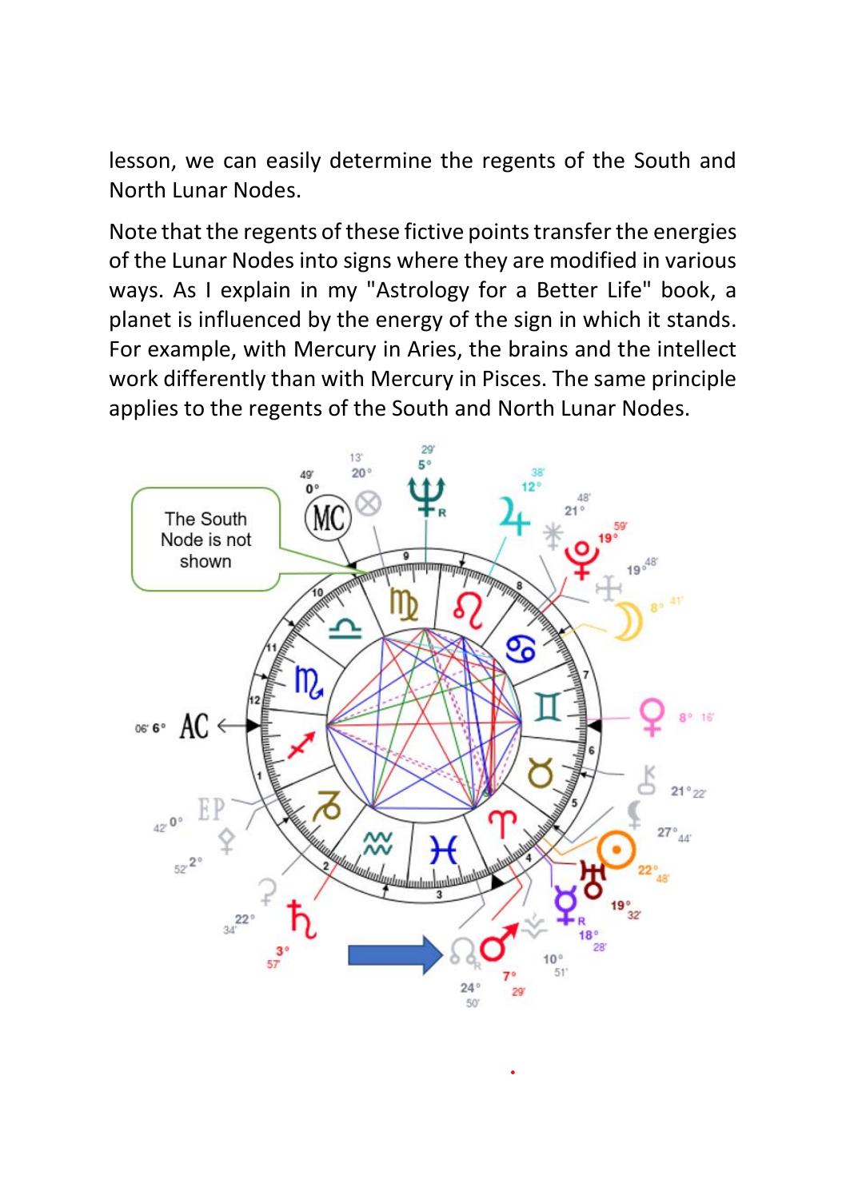lesson, we can easily determine the regents of the South and North Lunar Nodes.

Note that the regents of these fictive points transfer the energies of the Lunar Nodes into signs where they are modified in various ways. As I explain in my "Astrology for a Better Life" book, a planet is influenced by the energy of the sign in which it stands. For example, with Mercury in Aries, the brains and the intellect work differently than with Mercury in Pisces. The same principle applies to the regents of the South and North Lunar Nodes.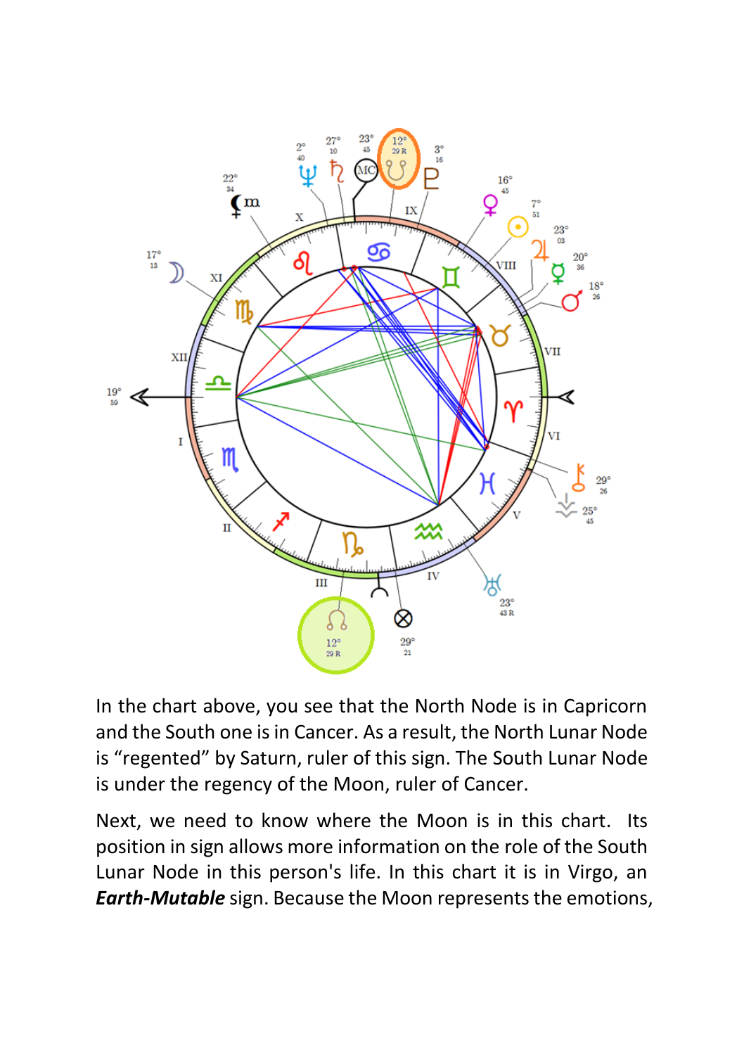In the chart above, you see that the North Node is in Capricorn and the South one is in Cancer. As a result, the North Lunar Node is "regented" by Saturn, ruler of this sign. The South Lunar Node is under the regency of the Moon, ruler of Cancer.

Next, we need to know where the Moon is in this chart. Its position in sign allows more information on the role of the South Lunar Node in this person's life. In this chart it is in Virgo, an ***Earth-Mutable*** sign. Because the Moon represents the emotions,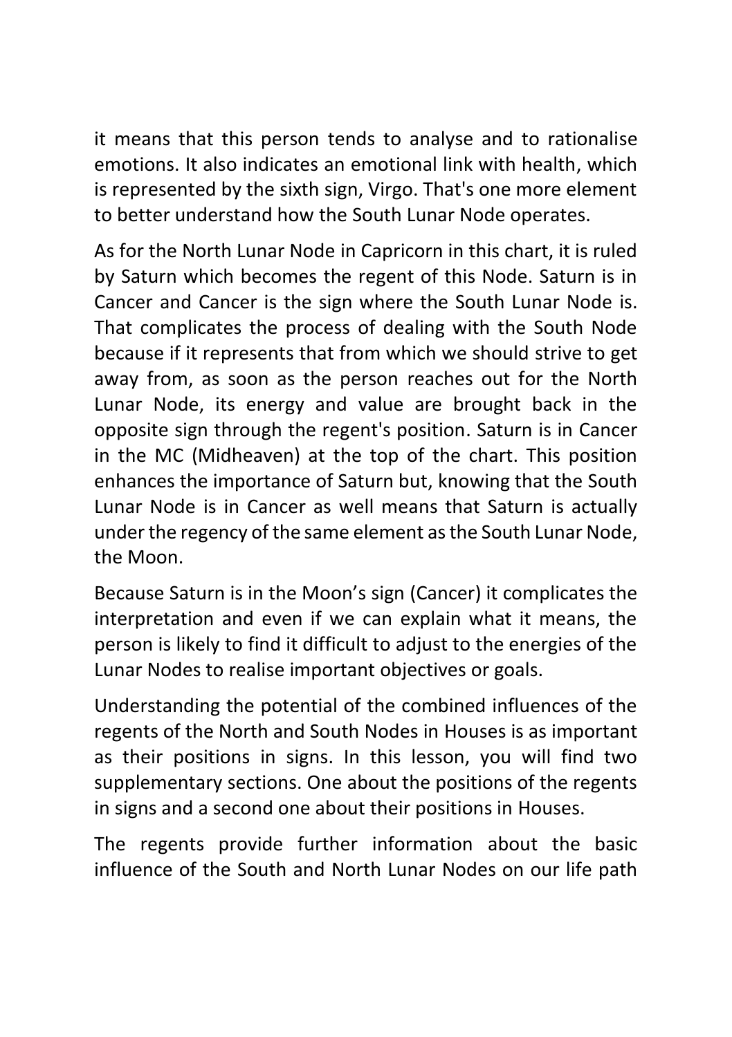it means that this person tends to analyse and to rationalise emotions. It also indicates an emotional link with health, which is represented by the sixth sign, Virgo. That's one more element to better understand how the South Lunar Node operates.

As for the North Lunar Node in Capricorn in this chart, it is ruled by Saturn which becomes the regent of this Node. Saturn is in Cancer and Cancer is the sign where the South Lunar Node is. That complicates the process of dealing with the South Node because if it represents that from which we should strive to get away from, as soon as the person reaches out for the North Lunar Node, its energy and value are brought back in the opposite sign through the regent's position. Saturn is in Cancer in the MC (Midheaven) at the top of the chart. This position enhances the importance of Saturn but, knowing that the South Lunar Node is in Cancer as well means that Saturn is actually under the regency of the same element as the South Lunar Node, the Moon.

Because Saturn is in the Moon's sign (Cancer) it complicates the interpretation and even if we can explain what it means, the person is likely to find it difficult to adjust to the energies of the Lunar Nodes to realise important objectives or goals.

Understanding the potential of the combined influences of the regents of the North and South Nodes in Houses is as important as their positions in signs. In this lesson, you will find two supplementary sections. One about the positions of the regents in signs and a second one about their positions in Houses.

The regents provide further information about the basic influence of the South and North Lunar Nodes on our life path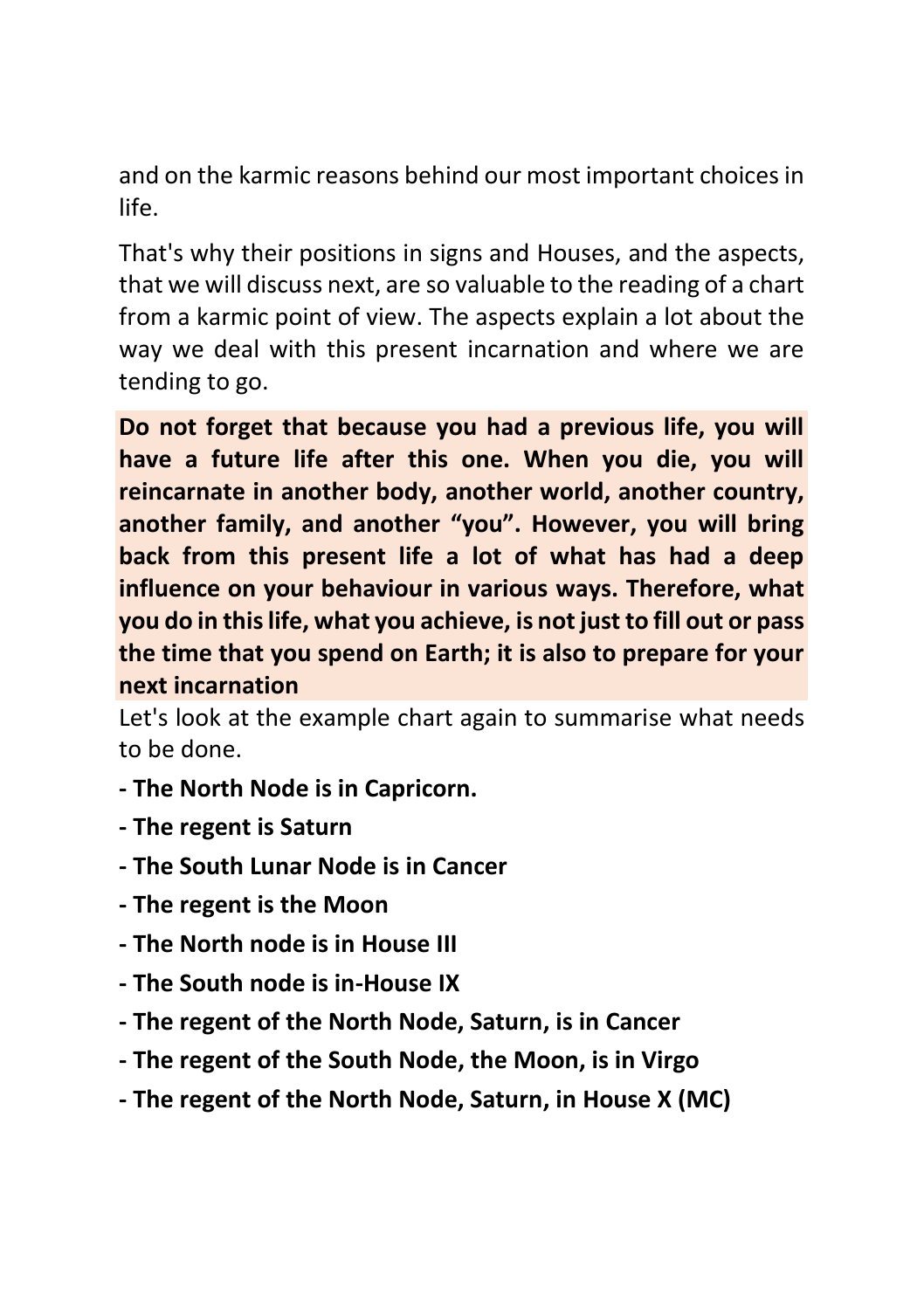and on the karmic reasons behind our most important choices in life.

That's why their positions in signs and Houses, and the aspects, that we will discuss next, are so valuable to the reading of a chart from a karmic point of view. The aspects explain a lot about the way we deal with this present incarnation and where we are tending to go.

**Do not forget that because you had a previous life, you will have a future life after this one. When you die, you will reincarnate in another body, another world, another country, another family, and another "you". However, you will bring back from this present life a lot of what has had a deep influence on your behaviour in various ways. Therefore, what you do in this life, what you achieve, is not just to fill out or pass the time that you spend on Earth; it is also to prepare for your next incarnation**

Let's look at the example chart again to summarise what needs to be done.

**- The North Node is in Capricorn.**

**- The regent is Saturn**

**- The South Lunar Node is in Cancer**

**- The regent is the Moon**

**- The North node is in House III**

**- The South node is in-House IX**

**- The regent of the North Node, Saturn, is in Cancer**

**- The regent of the South Node, the Moon, is in Virgo**

**- The regent of the North Node, Saturn, in House X (MC)**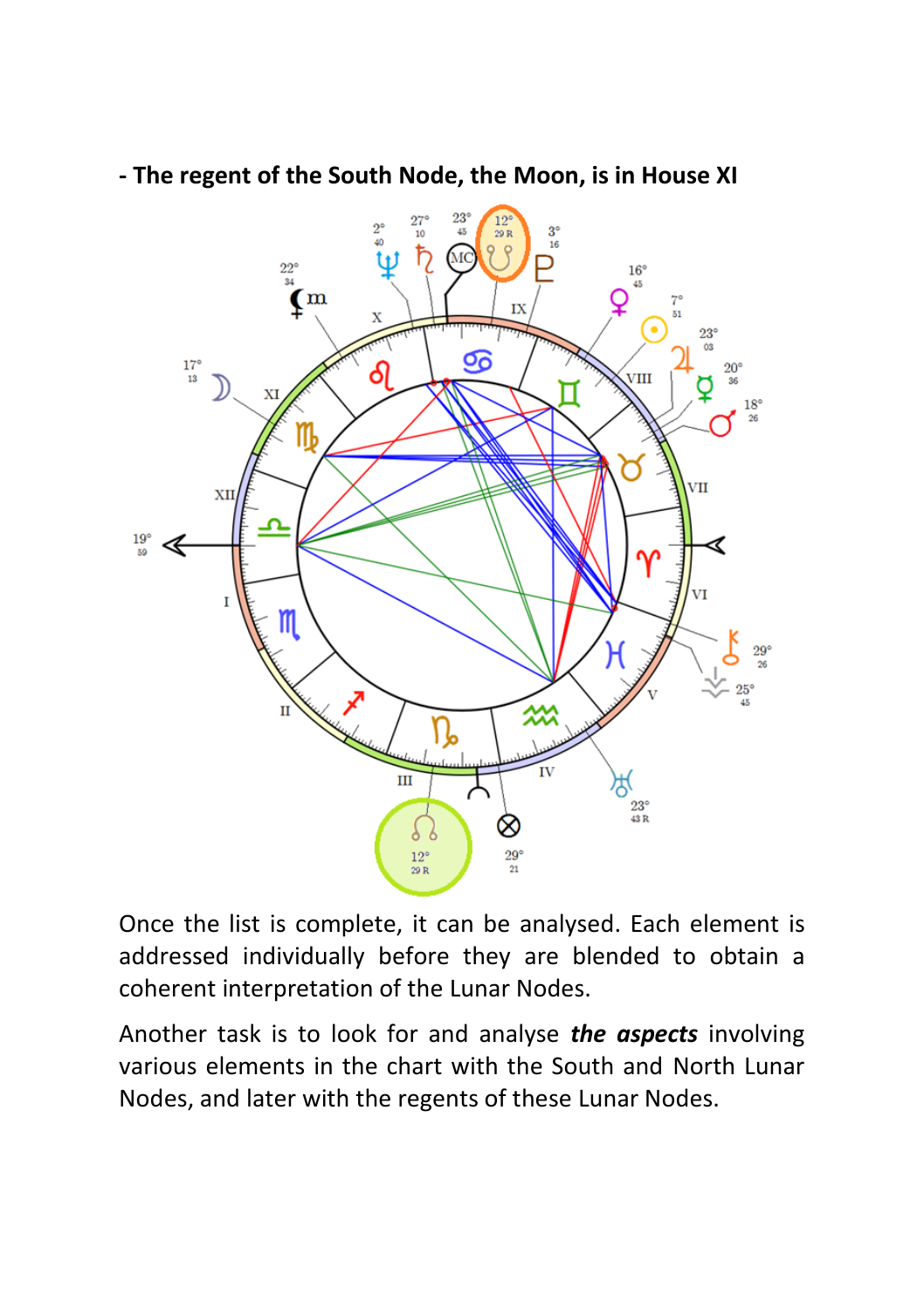**- The regent of the South Node, the Moon, is in House XI**

Once the list is complete, it can be analysed. Each element is addressed individually before they are blended to obtain a coherent interpretation of the Lunar Nodes.

Another task is to look for and analyse ***the aspects*** involving various elements in the chart with the South and North Lunar Nodes, and later with the regents of these Lunar Nodes.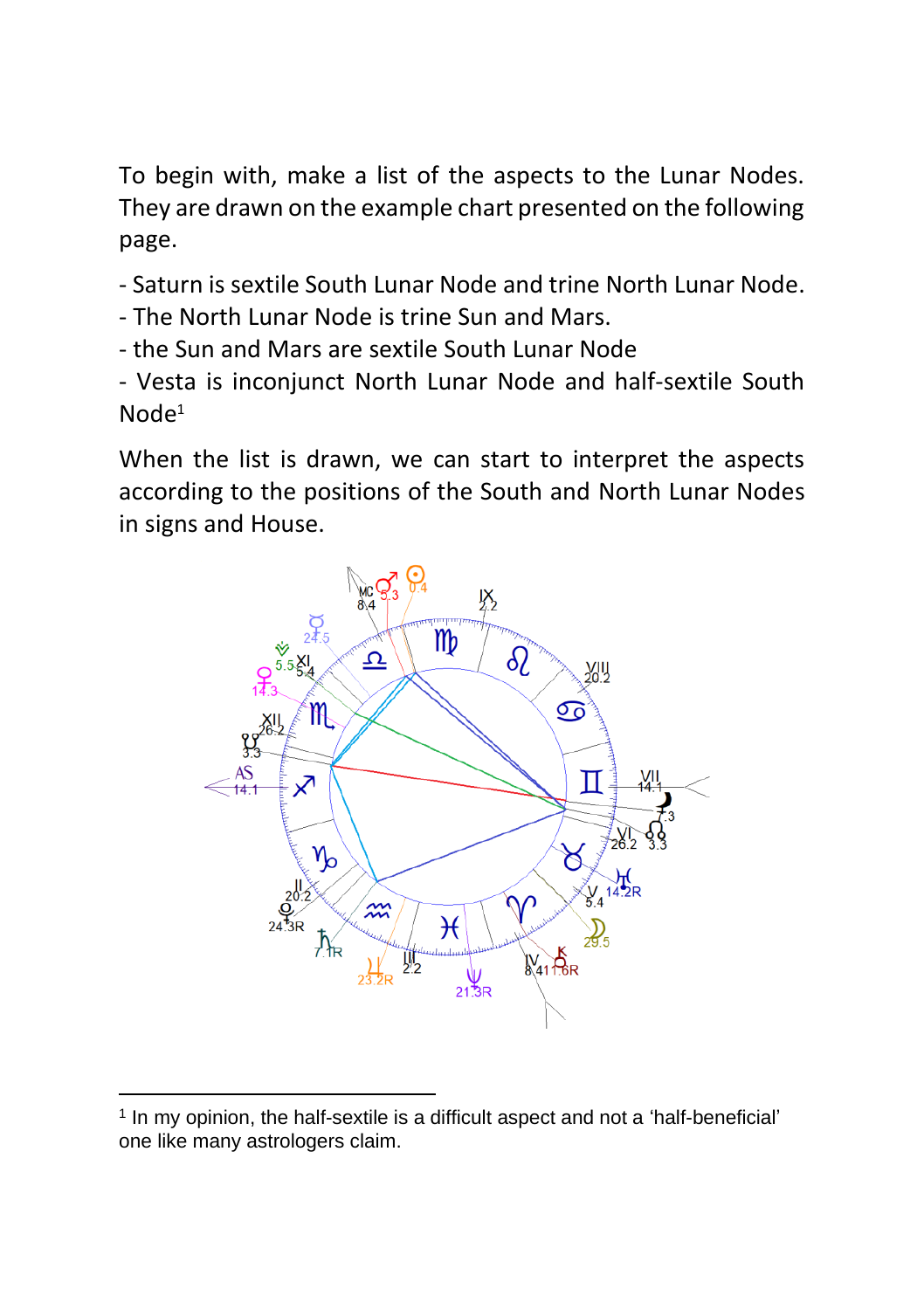To begin with, make a list of the aspects to the Lunar Nodes. They are drawn on the example chart presented on the following page.

- Saturn is sextile South Lunar Node and trine North Lunar Node.
- The North Lunar Node is trine Sun and Mars.
- the Sun and Mars are sextile South Lunar Node
- Vesta is inconjunct North Lunar Node and half-sextile South Node[1]

When the list is drawn, we can start to interpret the aspects according to the positions of the South and North Lunar Nodes in signs and House.

---

[1] In my opinion, the half-sextile is a difficult aspect and not a 'half-beneficial' one like many astrologers claim.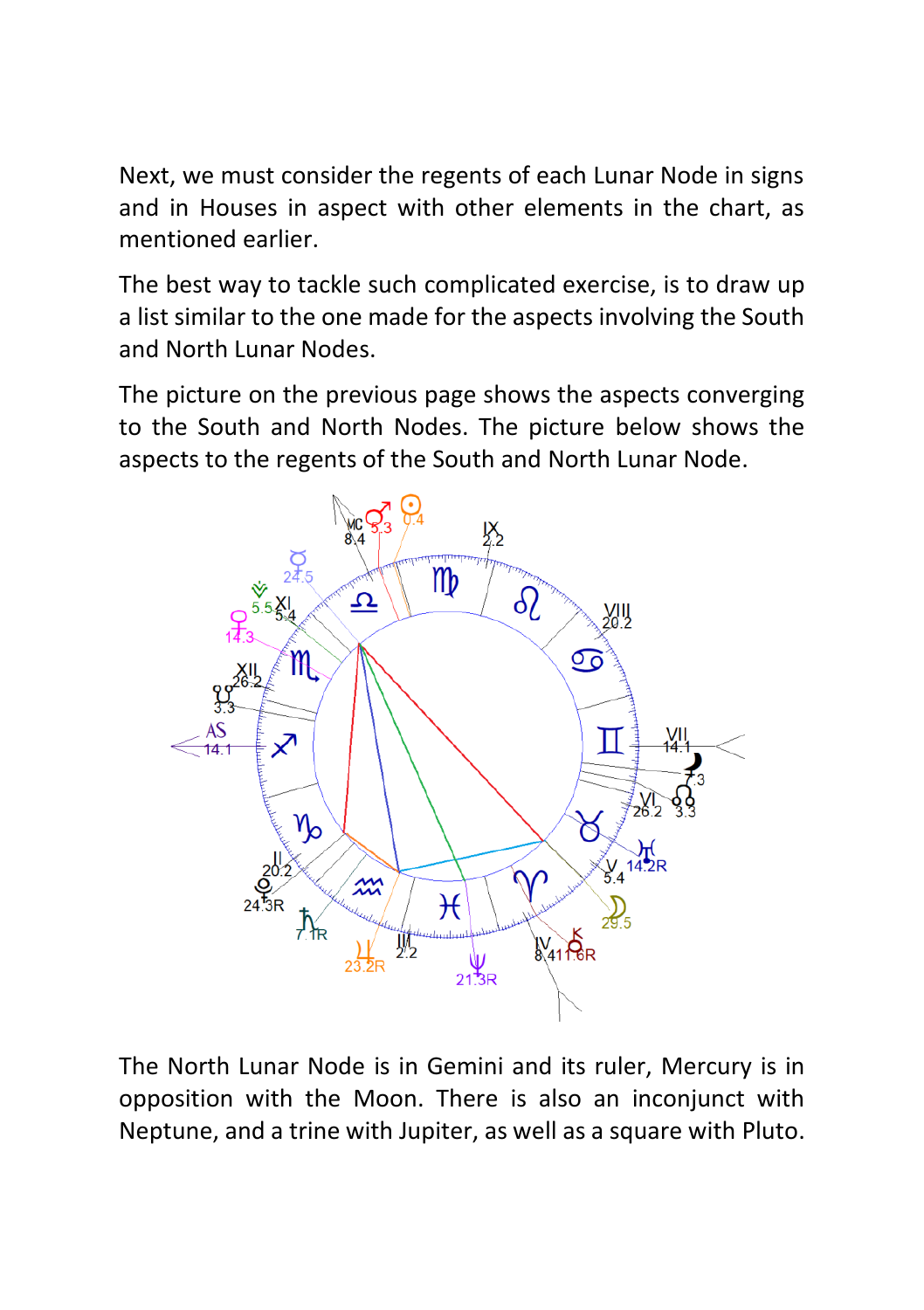Next, we must consider the regents of each Lunar Node in signs and in Houses in aspect with other elements in the chart, as mentioned earlier.

The best way to tackle such complicated exercise, is to draw up a list similar to the one made for the aspects involving the South and North Lunar Nodes.

The picture on the previous page shows the aspects converging to the South and North Nodes. The picture below shows the aspects to the regents of the South and North Lunar Node.

The North Lunar Node is in Gemini and its ruler, Mercury is in opposition with the Moon. There is also an inconjunct with Neptune, and a trine with Jupiter, as well as a square with Pluto.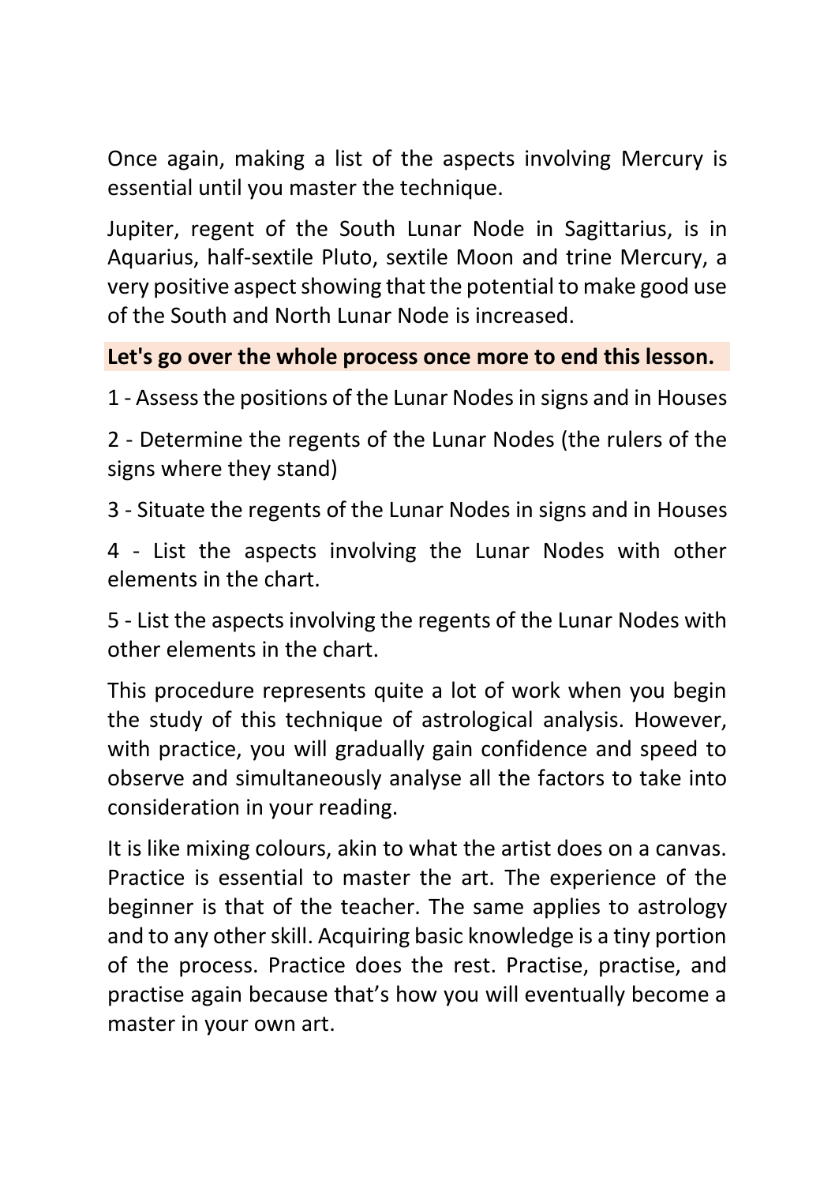Once again, making a list of the aspects involving Mercury is essential until you master the technique.

Jupiter, regent of the South Lunar Node in Sagittarius, is in Aquarius, half-sextile Pluto, sextile Moon and trine Mercury, a very positive aspect showing that the potential to make good use of the South and North Lunar Node is increased.

**Let's go over the whole process once more to end this lesson.**

1 - Assess the positions of the Lunar Nodes in signs and in Houses

2 - Determine the regents of the Lunar Nodes (the rulers of the signs where they stand)

3 - Situate the regents of the Lunar Nodes in signs and in Houses

4 - List the aspects involving the Lunar Nodes with other elements in the chart.

5 - List the aspects involving the regents of the Lunar Nodes with other elements in the chart.

This procedure represents quite a lot of work when you begin the study of this technique of astrological analysis. However, with practice, you will gradually gain confidence and speed to observe and simultaneously analyse all the factors to take into consideration in your reading.

It is like mixing colours, akin to what the artist does on a canvas. Practice is essential to master the art. The experience of the beginner is that of the teacher. The same applies to astrology and to any other skill. Acquiring basic knowledge is a tiny portion of the process. Practice does the rest. Practise, practise, and practise again because that's how you will eventually become a master in your own art.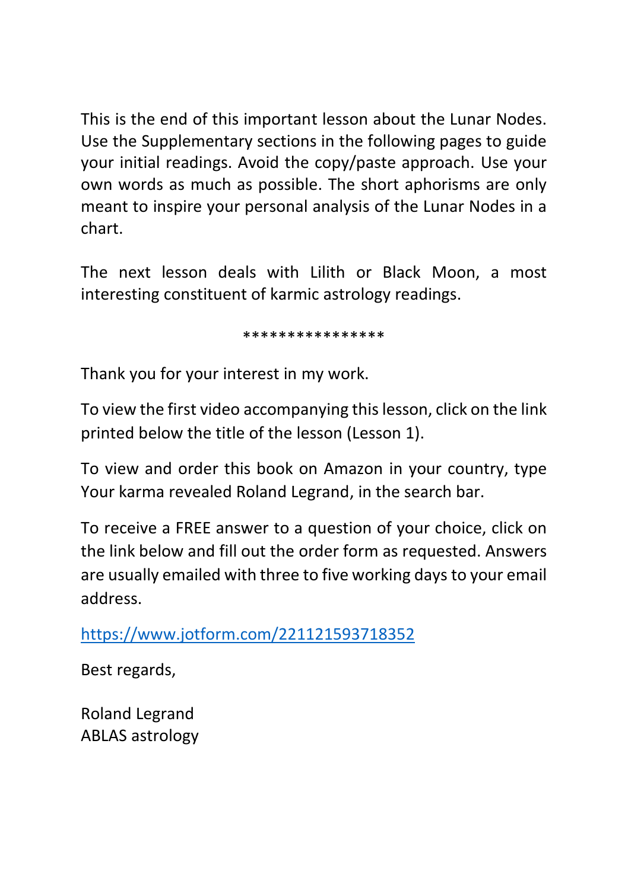This is the end of this important lesson about the Lunar Nodes. Use the Supplementary sections in the following pages to guide your initial readings. Avoid the copy/paste approach. Use your own words as much as possible. The short aphorisms are only meant to inspire your personal analysis of the Lunar Nodes in a chart.

The next lesson deals with Lilith or Black Moon, a most interesting constituent of karmic astrology readings.

****************

Thank you for your interest in my work.

To view the first video accompanying this lesson, click on the link printed below the title of the lesson (Lesson 1).

To view and order this book on Amazon in your country, type Your karma revealed Roland Legrand, in the search bar.

To receive a FREE answer to a question of your choice, click on the link below and fill out the order form as requested. Answers are usually emailed with three to five working days to your email address.

https://www.jotform.com/221121593718352

Best regards,

Roland Legrand
ABLAS astrology